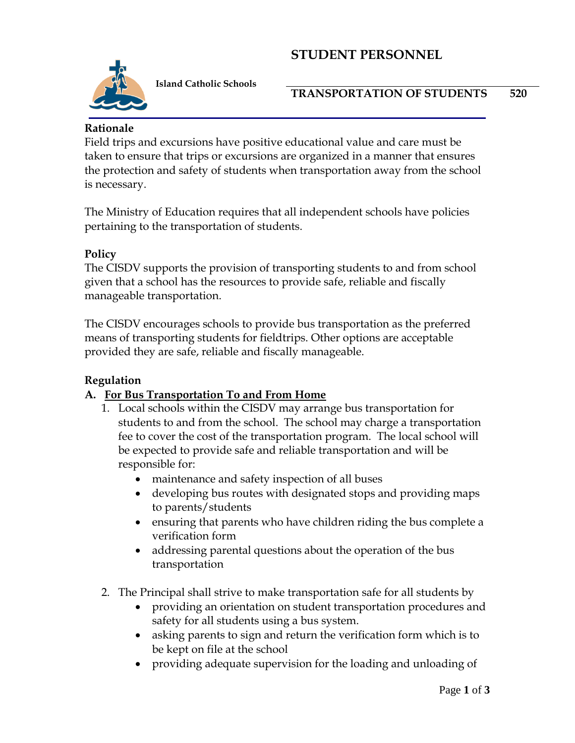# STUDENT PERSONNEL

**Island Catholic Schools**

## TRANSPORTATION OF STUDENTS 520

### Rationale

Field trips and excursions have positive educational value and care must be taken to ensure that trips or excursions are organized in a manner that ensures the protection and safety of students when transportation away from the school is necessary.

The Ministry of Education requires that all independent schools have policies pertaining to the transportation of students.

### Policy

The CISDV supports the provision of transporting students to and from school given that a school has the resources to provide safe, reliable and fiscally manageable transportation.

The CISDV encourages schools to provide bus transportation as the preferred means of transporting students for fieldtrips. Other options are acceptable provided they are safe, reliable and fiscally manageable.

### Regulation

**A. <u>For Bus Transportation To and From Home</u>**

1. Local schools within the CISDV may arrange bus transportation for students to and from the school. The school may charge a transportation fee to cover the cost of the transportation program. The local school will be expected to provide safe and reliable transportation and will be responsible for:
    - maintenance and safety inspection of all buses
    - developing bus routes with designated stops and providing maps to parents/students
    - ensuring that parents who have children riding the bus complete a verification form
    - addressing parental questions about the operation of the bus transportation

2. The Principal shall strive to make transportation safe for all students by
    - providing an orientation on student transportation procedures and safety for all students using a bus system.
    - asking parents to sign and return the verification form which is to be kept on file at the school
    - providing adequate supervision for the loading and unloading of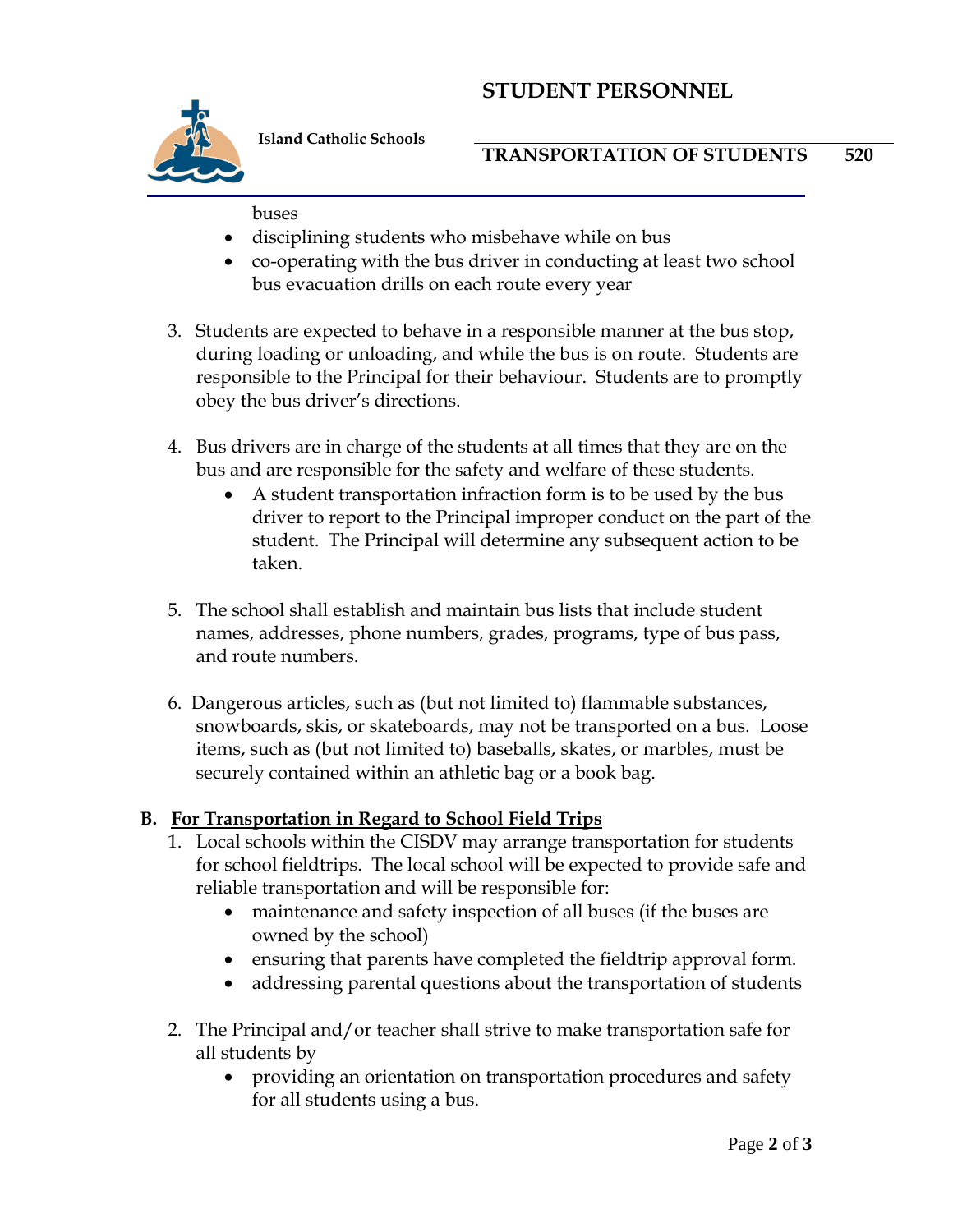buses
- disciplining students who misbehave while on bus
- co-operating with the bus driver in conducting at least two school bus evacuation drills on each route every year

3. Students are expected to behave in a responsible manner at the bus stop, during loading or unloading, and while the bus is on route. Students are responsible to the Principal for their behaviour. Students are to promptly obey the bus driver's directions.

4. Bus drivers are in charge of the students at all times that they are on the bus and are responsible for the safety and welfare of these students.
   - A student transportation infraction form is to be used by the bus driver to report to the Principal improper conduct on the part of the student. The Principal will determine any subsequent action to be taken.

5. The school shall establish and maintain bus lists that include student names, addresses, phone numbers, grades, programs, type of bus pass, and route numbers.

6. Dangerous articles, such as (but not limited to) flammable substances, snowboards, skis, or skateboards, may not be transported on a bus. Loose items, such as (but not limited to) baseballs, skates, or marbles, must be securely contained within an athletic bag or a book bag.

**B. For Transportation in Regard to School Field Trips**

1. Local schools within the CISDV may arrange transportation for students for school fieldtrips. The local school will be expected to provide safe and reliable transportation and will be responsible for:
   - maintenance and safety inspection of all buses (if the buses are owned by the school)
   - ensuring that parents have completed the fieldtrip approval form.
   - addressing parental questions about the transportation of students

2. The Principal and/or teacher shall strive to make transportation safe for all students by
   - providing an orientation on transportation procedures and safety for all students using a bus.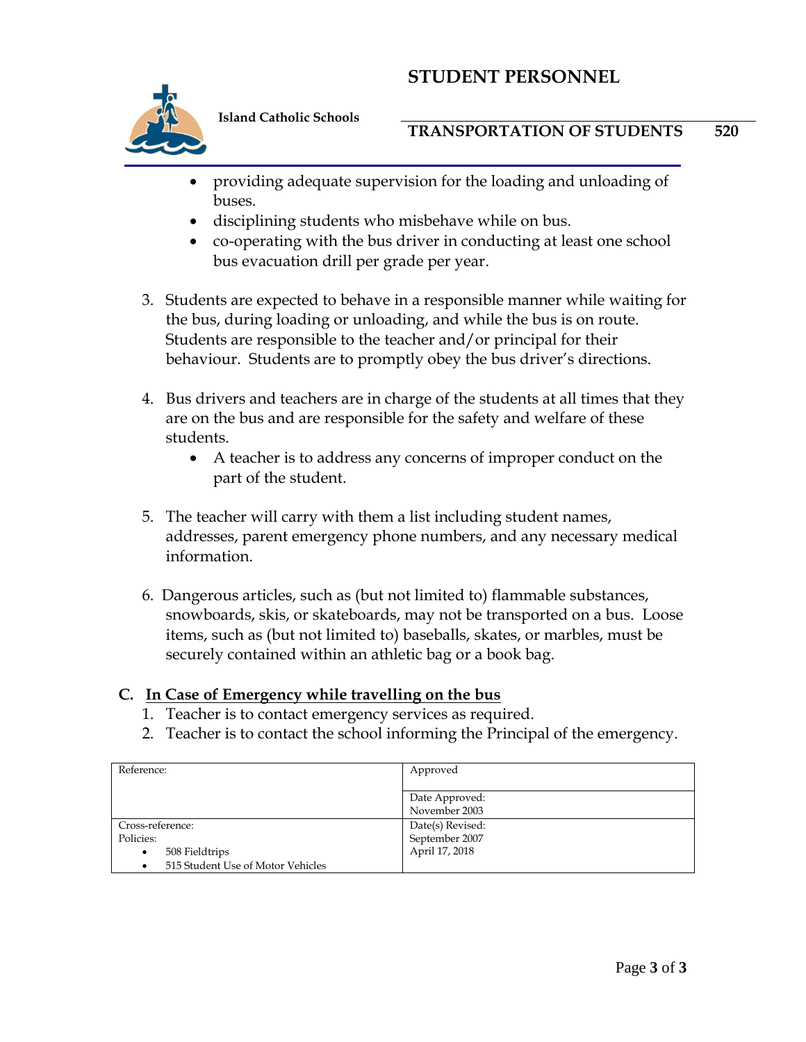- providing adequate supervision for the loading and unloading of buses.
- disciplining students who misbehave while on bus.
- co-operating with the bus driver in conducting at least one school bus evacuation drill per grade per year.

3. Students are expected to behave in a responsible manner while waiting for the bus, during loading or unloading, and while the bus is on route. Students are responsible to the teacher and/or principal for their behaviour. Students are to promptly obey the bus driver's directions.

4. Bus drivers and teachers are in charge of the students at all times that they are on the bus and are responsible for the safety and welfare of these students.
   - A teacher is to address any concerns of improper conduct on the part of the student.

5. The teacher will carry with them a list including student names, addresses, parent emergency phone numbers, and any necessary medical information.

6. Dangerous articles, such as (but not limited to) flammable substances, snowboards, skis, or skateboards, may not be transported on a bus. Loose items, such as (but not limited to) baseballs, skates, or marbles, must be securely contained within an athletic bag or a book bag.

## C. In Case of Emergency while travelling on the bus

1. Teacher is to contact emergency services as required.
2. Teacher is to contact the school informing the Principal of the emergency.

| | |
|---|---|
| Reference: | Approved |
| | Date Approved: November 2003 |
| Cross-reference: Policies: <br>• 508 Fieldtrips <br>• 515 Student Use of Motor Vehicles | Date(s) Revised: September 2007 April 17, 2018 |